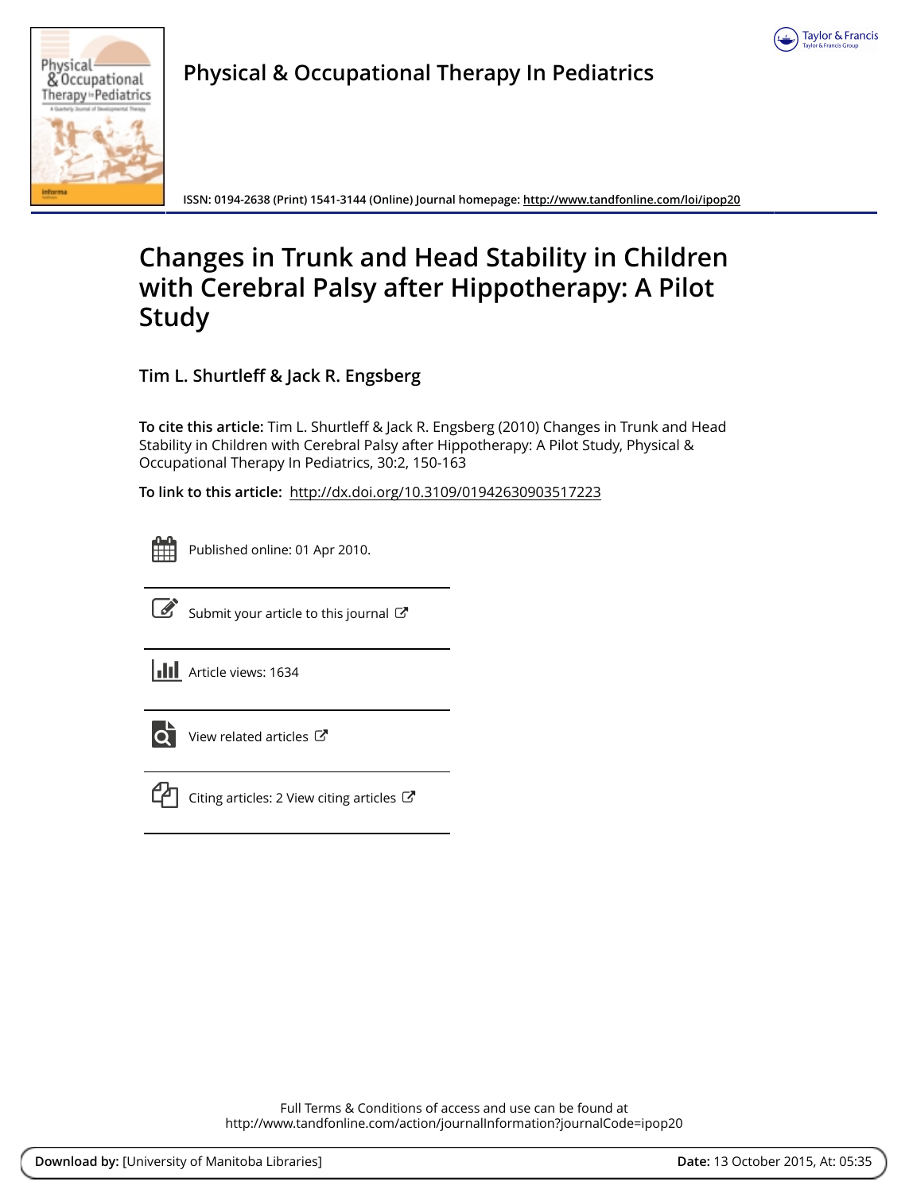# Physical & Occupational Therapy In Pediatrics

ISSN: 0194-2638 (Print) 1541-3144 (Online) Journal homepage: http://www.tandfonline.com/loi/ipop20

# Changes in Trunk and Head Stability in Children with Cerebral Palsy after Hippotherapy: A Pilot Study

**Tim L. Shurtleff & Jack R. Engsberg**

**To cite this article:** Tim L. Shurtleff & Jack R. Engsberg (2010) Changes in Trunk and Head Stability in Children with Cerebral Palsy after Hippotherapy: A Pilot Study, Physical & Occupational Therapy In Pediatrics, 30:2, 150-163

**To link to this article:** http://dx.doi.org/10.3109/01942630903517223

Published online: 01 Apr 2010.

Submit your article to this journal

Article views: 1634

View related articles

Citing articles: 2 View citing articles

Full Terms & Conditions of access and use can be found at
http://www.tandfonline.com/action/journalInformation?journalCode=ipop20

**Download by:** [University of Manitoba Libraries] **Date:** 13 October 2015, At: 05:35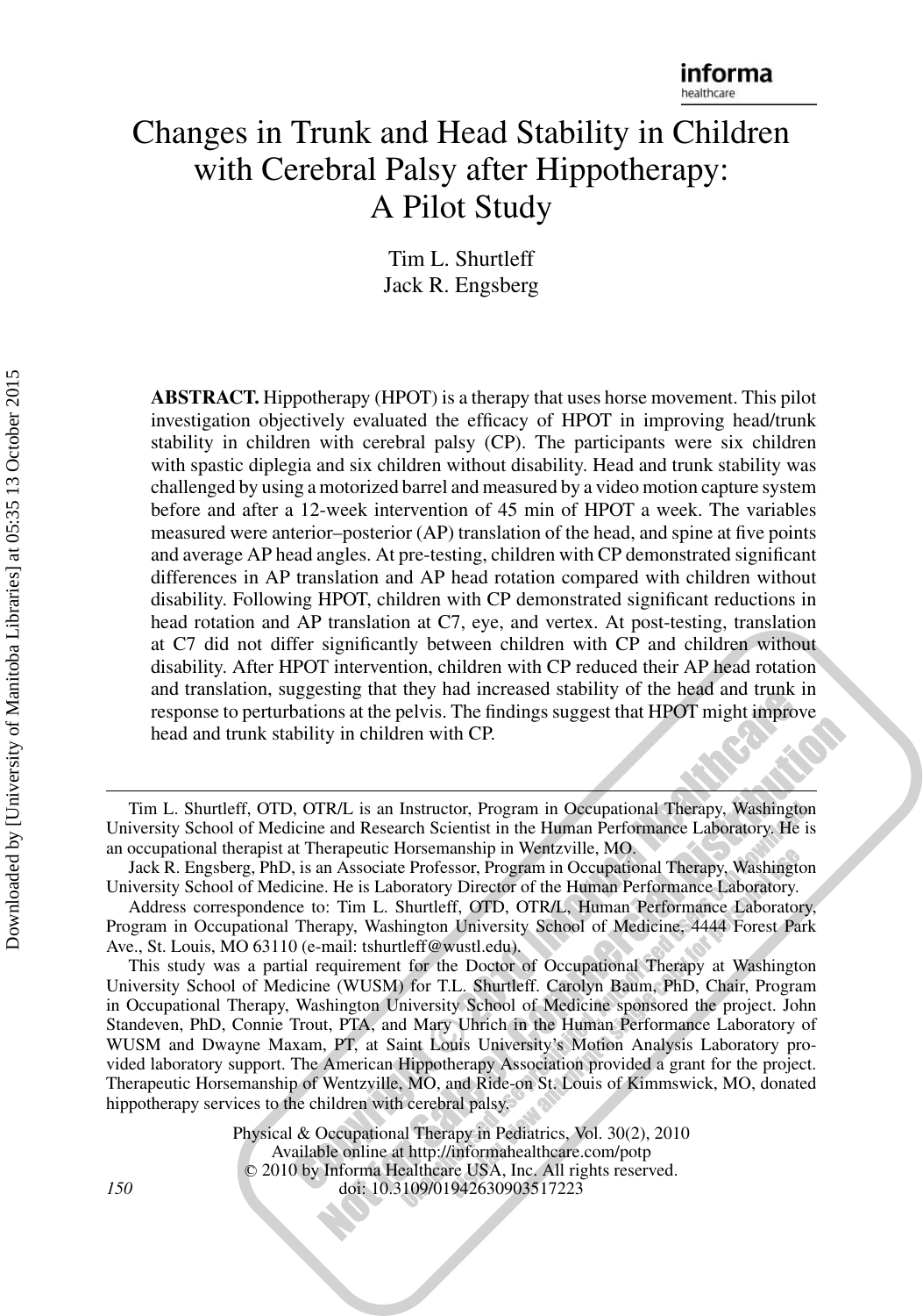# Changes in Trunk and Head Stability in Children with Cerebral Palsy after Hippotherapy: A Pilot Study

Tim L. Shurtleff
Jack R. Engsberg

**ABSTRACT.** Hippotherapy (HPOT) is a therapy that uses horse movement. This pilot investigation objectively evaluated the efficacy of HPOT in improving head/trunk stability in children with cerebral palsy (CP). The participants were six children with spastic diplegia and six children without disability. Head and trunk stability was challenged by using a motorized barrel and measured by a video motion capture system before and after a 12-week intervention of 45 min of HPOT a week. The variables measured were anterior–posterior (AP) translation of the head, and spine at five points and average AP head angles. At pre-testing, children with CP demonstrated significant differences in AP translation and AP head rotation compared with children without disability. Following HPOT, children with CP demonstrated significant reductions in head rotation and AP translation at C7, eye, and vertex. At post-testing, translation at C7 did not differ significantly between children with CP and children without disability. After HPOT intervention, children with CP reduced their AP head rotation and translation, suggesting that they had increased stability of the head and trunk in response to perturbations at the pelvis. The findings suggest that HPOT might improve head and trunk stability in children with CP.

---

Tim L. Shurtleff, OTD, OTR/L is an Instructor, Program in Occupational Therapy, Washington University School of Medicine and Research Scientist in the Human Performance Laboratory. He is an occupational therapist at Therapeutic Horsemanship in Wentzville, MO.

Jack R. Engsberg, PhD, is an Associate Professor, Program in Occupational Therapy, Washington University School of Medicine. He is Laboratory Director of the Human Performance Laboratory.

Address correspondence to: Tim L. Shurtleff, OTD, OTR/L, Human Performance Laboratory, Program in Occupational Therapy, Washington University School of Medicine, 4444 Forest Park Ave., St. Louis, MO 63110 (e-mail: tshurtleff@wustl.edu).

This study was a partial requirement for the Doctor of Occupational Therapy at Washington University School of Medicine (WUSM) for T.L. Shurtleff. Carolyn Baum, PhD, Chair, Program in Occupational Therapy, Washington University School of Medicine sponsored the project. John Standeven, PhD, Connie Trout, PTA, and Mary Uhrich in the Human Performance Laboratory of WUSM and Dwayne Maxam, PT, at Saint Louis University's Motion Analysis Laboratory provided laboratory support. The American Hippotherapy Association provided a grant for the project. Therapeutic Horsemanship of Wentzville, MO, and Ride-on St. Louis of Kimmswick, MO, donated hippotherapy services to the children with cerebral palsy.

Physical & Occupational Therapy in Pediatrics, Vol. 30(2), 2010
Available online at http://informahealthcare.com/potp
© 2010 by Informa Healthcare USA, Inc. All rights reserved.
doi: 10.3109/01942630903517223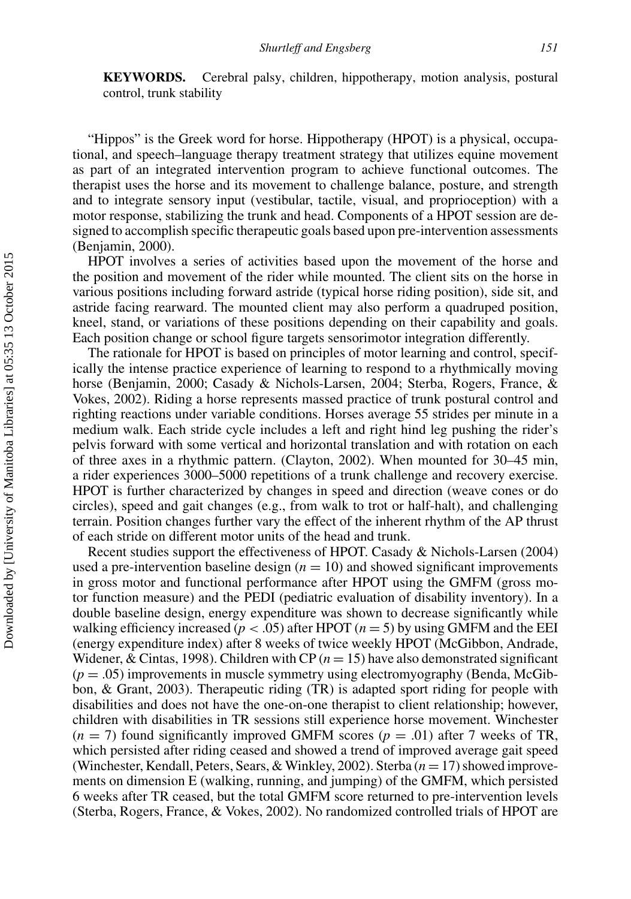**KEYWORDS.** Cerebral palsy, children, hippotherapy, motion analysis, postural control, trunk stability

"Hippos" is the Greek word for horse. Hippotherapy (HPOT) is a physical, occupational, and speech–language therapy treatment strategy that utilizes equine movement as part of an integrated intervention program to achieve functional outcomes. The therapist uses the horse and its movement to challenge balance, posture, and strength and to integrate sensory input (vestibular, tactile, visual, and proprioception) with a motor response, stabilizing the trunk and head. Components of a HPOT session are designed to accomplish specific therapeutic goals based upon pre-intervention assessments (Benjamin, 2000).

HPOT involves a series of activities based upon the movement of the horse and the position and movement of the rider while mounted. The client sits on the horse in various positions including forward astride (typical horse riding position), side sit, and astride facing rearward. The mounted client may also perform a quadruped position, kneel, stand, or variations of these positions depending on their capability and goals. Each position change or school figure targets sensorimotor integration differently.

The rationale for HPOT is based on principles of motor learning and control, specifically the intense practice experience of learning to respond to a rhythmically moving horse (Benjamin, 2000; Casady & Nichols-Larsen, 2004; Sterba, Rogers, France, & Vokes, 2002). Riding a horse represents massed practice of trunk postural control and righting reactions under variable conditions. Horses average 55 strides per minute in a medium walk. Each stride cycle includes a left and right hind leg pushing the rider's pelvis forward with some vertical and horizontal translation and with rotation on each of three axes in a rhythmic pattern. (Clayton, 2002). When mounted for 30–45 min, a rider experiences 3000–5000 repetitions of a trunk challenge and recovery exercise. HPOT is further characterized by changes in speed and direction (weave cones or do circles), speed and gait changes (e.g., from walk to trot or half-halt), and challenging terrain. Position changes further vary the effect of the inherent rhythm of the AP thrust of each stride on different motor units of the head and trunk.

Recent studies support the effectiveness of HPOT. Casady & Nichols-Larsen (2004) used a pre-intervention baseline design ($n = 10$) and showed significant improvements in gross motor and functional performance after HPOT using the GMFM (gross motor function measure) and the PEDI (pediatric evaluation of disability inventory). In a double baseline design, energy expenditure was shown to decrease significantly while walking efficiency increased ($p < .05$) after HPOT ($n = 5$) by using GMFM and the EEI (energy expenditure index) after 8 weeks of twice weekly HPOT (McGibbon, Andrade, Widener, & Cintas, 1998). Children with CP ($n = 15$) have also demonstrated significant ($p = .05$) improvements in muscle symmetry using electromyography (Benda, McGibbon, & Grant, 2003). Therapeutic riding (TR) is adapted sport riding for people with disabilities and does not have the one-on-one therapist to client relationship; however, children with disabilities in TR sessions still experience horse movement. Winchester ($n = 7$) found significantly improved GMFM scores ($p = .01$) after 7 weeks of TR, which persisted after riding ceased and showed a trend of improved average gait speed (Winchester, Kendall, Peters, Sears, & Winkley, 2002). Sterba ($n = 17$) showed improvements on dimension E (walking, running, and jumping) of the GMFM, which persisted 6 weeks after TR ceased, but the total GMFM score returned to pre-intervention levels (Sterba, Rogers, France, & Vokes, 2002). No randomized controlled trials of HPOT are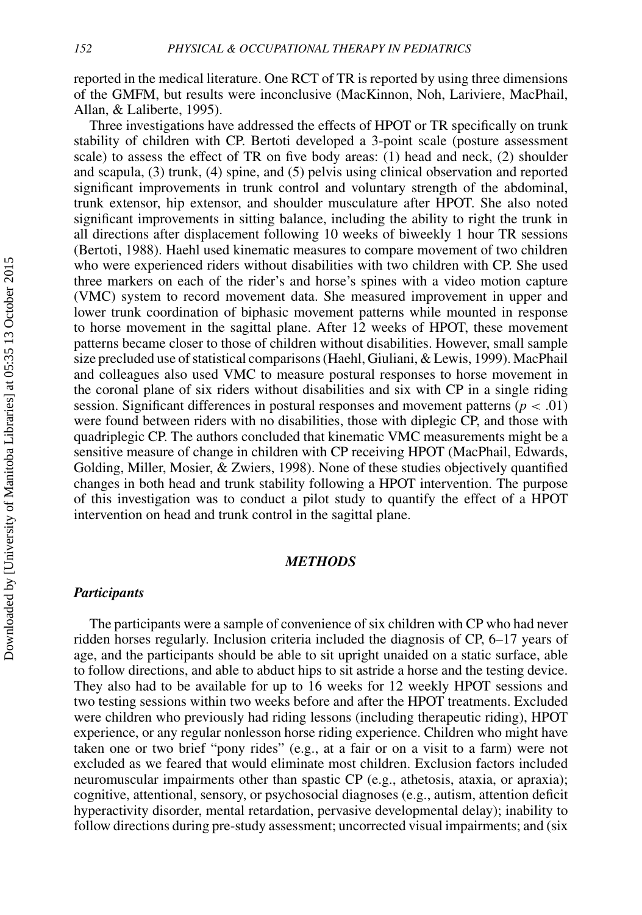reported in the medical literature. One RCT of TR is reported by using three dimensions of the GMFM, but results were inconclusive (MacKinnon, Noh, Lariviere, MacPhail, Allan, & Laliberte, 1995).

Three investigations have addressed the effects of HPOT or TR specifically on trunk stability of children with CP. Bertoti developed a 3-point scale (posture assessment scale) to assess the effect of TR on five body areas: (1) head and neck, (2) shoulder and scapula, (3) trunk, (4) spine, and (5) pelvis using clinical observation and reported significant improvements in trunk control and voluntary strength of the abdominal, trunk extensor, hip extensor, and shoulder musculature after HPOT. She also noted significant improvements in sitting balance, including the ability to right the trunk in all directions after displacement following 10 weeks of biweekly 1 hour TR sessions (Bertoti, 1988). Haehl used kinematic measures to compare movement of two children who were experienced riders without disabilities with two children with CP. She used three markers on each of the rider's and horse's spines with a video motion capture (VMC) system to record movement data. She measured improvement in upper and lower trunk coordination of biphasic movement patterns while mounted in response to horse movement in the sagittal plane. After 12 weeks of HPOT, these movement patterns became closer to those of children without disabilities. However, small sample size precluded use of statistical comparisons (Haehl, Giuliani, & Lewis, 1999). MacPhail and colleagues also used VMC to measure postural responses to horse movement in the coronal plane of six riders without disabilities and six with CP in a single riding session. Significant differences in postural responses and movement patterns ($p < .01$) were found between riders with no disabilities, those with diplegic CP, and those with quadriplegic CP. The authors concluded that kinematic VMC measurements might be a sensitive measure of change in children with CP receiving HPOT (MacPhail, Edwards, Golding, Miller, Mosier, & Zwiers, 1998). None of these studies objectively quantified changes in both head and trunk stability following a HPOT intervention. The purpose of this investigation was to conduct a pilot study to quantify the effect of a HPOT intervention on head and trunk control in the sagittal plane.

## METHODS

### Participants

The participants were a sample of convenience of six children with CP who had never ridden horses regularly. Inclusion criteria included the diagnosis of CP, 6–17 years of age, and the participants should be able to sit upright unaided on a static surface, able to follow directions, and able to abduct hips to sit astride a horse and the testing device. They also had to be available for up to 16 weeks for 12 weekly HPOT sessions and two testing sessions within two weeks before and after the HPOT treatments. Excluded were children who previously had riding lessons (including therapeutic riding), HPOT experience, or any regular nonlesson horse riding experience. Children who might have taken one or two brief "pony rides" (e.g., at a fair or on a visit to a farm) were not excluded as we feared that would eliminate most children. Exclusion factors included neuromuscular impairments other than spastic CP (e.g., athetosis, ataxia, or apraxia); cognitive, attentional, sensory, or psychosocial diagnoses (e.g., autism, attention deficit hyperactivity disorder, mental retardation, pervasive developmental delay); inability to follow directions during pre-study assessment; uncorrected visual impairments; and (six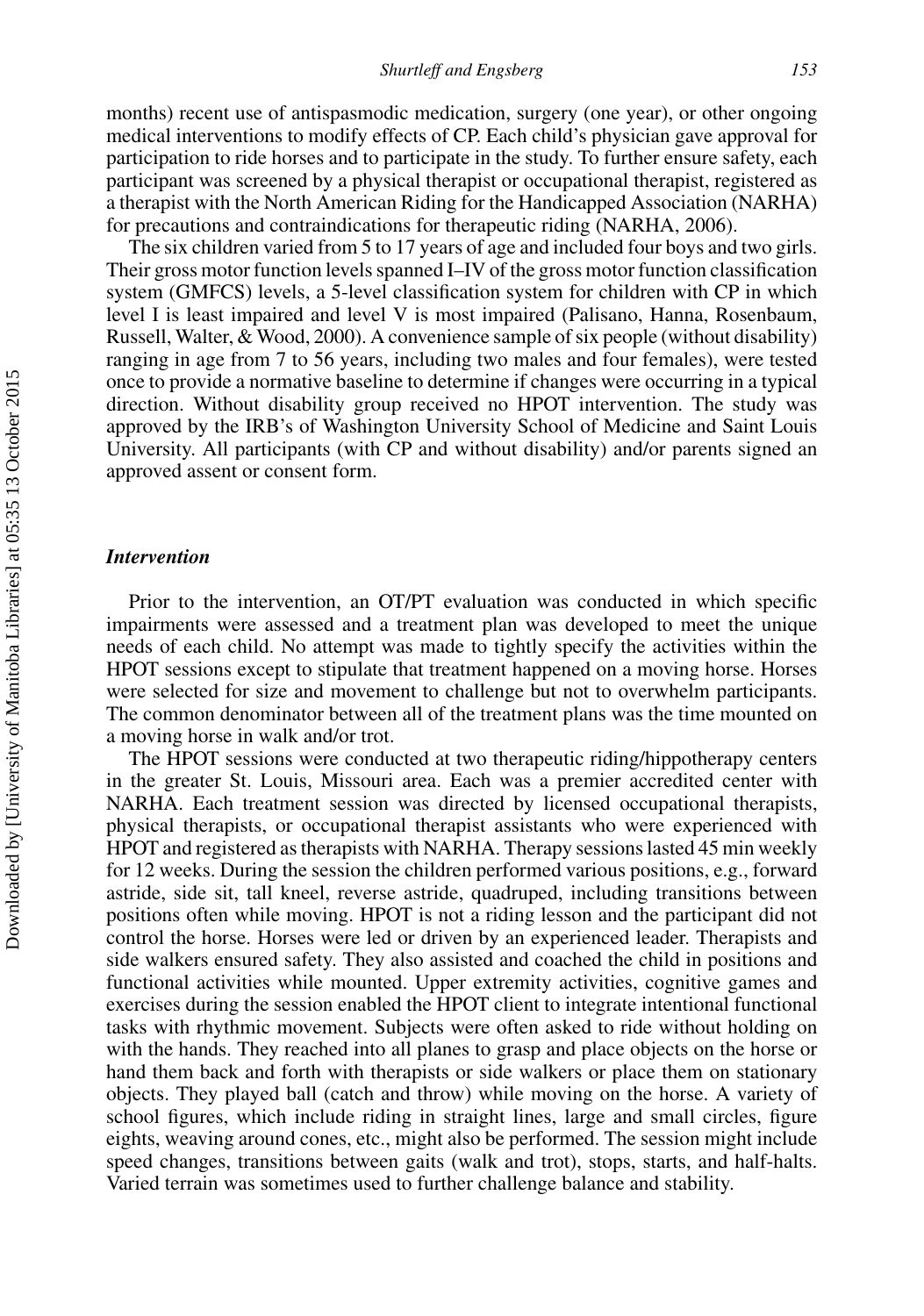months) recent use of antispasmodic medication, surgery (one year), or other ongoing medical interventions to modify effects of CP. Each child's physician gave approval for participation to ride horses and to participate in the study. To further ensure safety, each participant was screened by a physical therapist or occupational therapist, registered as a therapist with the North American Riding for the Handicapped Association (NARHA) for precautions and contraindications for therapeutic riding (NARHA, 2006).

The six children varied from 5 to 17 years of age and included four boys and two girls. Their gross motor function levels spanned I–IV of the gross motor function classification system (GMFCS) levels, a 5-level classification system for children with CP in which level I is least impaired and level V is most impaired (Palisano, Hanna, Rosenbaum, Russell, Walter, & Wood, 2000). A convenience sample of six people (without disability) ranging in age from 7 to 56 years, including two males and four females), were tested once to provide a normative baseline to determine if changes were occurring in a typical direction. Without disability group received no HPOT intervention. The study was approved by the IRB's of Washington University School of Medicine and Saint Louis University. All participants (with CP and without disability) and/or parents signed an approved assent or consent form.

### *Intervention*

Prior to the intervention, an OT/PT evaluation was conducted in which specific impairments were assessed and a treatment plan was developed to meet the unique needs of each child. No attempt was made to tightly specify the activities within the HPOT sessions except to stipulate that treatment happened on a moving horse. Horses were selected for size and movement to challenge but not to overwhelm participants. The common denominator between all of the treatment plans was the time mounted on a moving horse in walk and/or trot.

The HPOT sessions were conducted at two therapeutic riding/hippotherapy centers in the greater St. Louis, Missouri area. Each was a premier accredited center with NARHA. Each treatment session was directed by licensed occupational therapists, physical therapists, or occupational therapist assistants who were experienced with HPOT and registered as therapists with NARHA. Therapy sessions lasted 45 min weekly for 12 weeks. During the session the children performed various positions, e.g., forward astride, side sit, tall kneel, reverse astride, quadruped, including transitions between positions often while moving. HPOT is not a riding lesson and the participant did not control the horse. Horses were led or driven by an experienced leader. Therapists and side walkers ensured safety. They also assisted and coached the child in positions and functional activities while mounted. Upper extremity activities, cognitive games and exercises during the session enabled the HPOT client to integrate intentional functional tasks with rhythmic movement. Subjects were often asked to ride without holding on with the hands. They reached into all planes to grasp and place objects on the horse or hand them back and forth with therapists or side walkers or place them on stationary objects. They played ball (catch and throw) while moving on the horse. A variety of school figures, which include riding in straight lines, large and small circles, figure eights, weaving around cones, etc., might also be performed. The session might include speed changes, transitions between gaits (walk and trot), stops, starts, and half-halts. Varied terrain was sometimes used to further challenge balance and stability.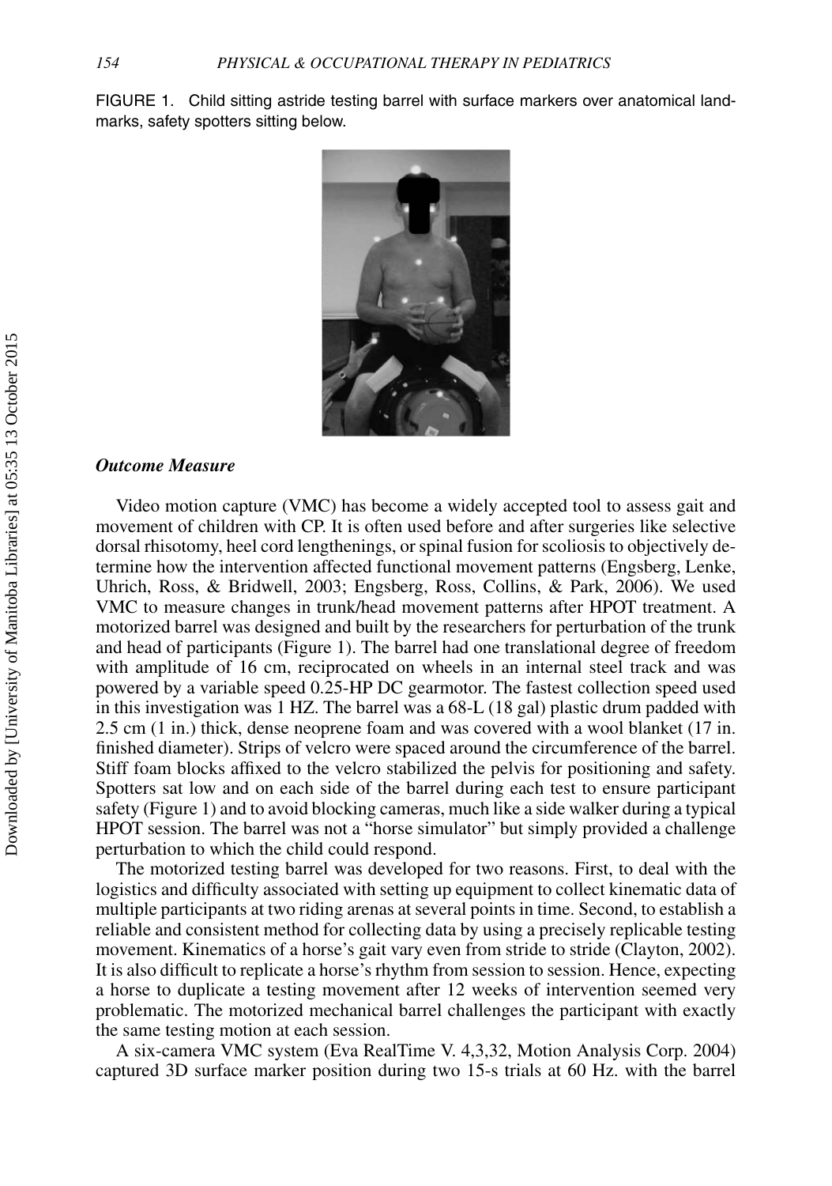FIGURE 1. Child sitting astride testing barrel with surface markers over anatomical landmarks, safety spotters sitting below.

### *Outcome Measure*

Video motion capture (VMC) has become a widely accepted tool to assess gait and movement of children with CP. It is often used before and after surgeries like selective dorsal rhisotomy, heel cord lengthenings, or spinal fusion for scoliosis to objectively determine how the intervention affected functional movement patterns (Engsberg, Lenke, Uhrich, Ross, & Bridwell, 2003; Engsberg, Ross, Collins, & Park, 2006). We used VMC to measure changes in trunk/head movement patterns after HPOT treatment. A motorized barrel was designed and built by the researchers for perturbation of the trunk and head of participants (Figure 1). The barrel had one translational degree of freedom with amplitude of 16 cm, reciprocated on wheels in an internal steel track and was powered by a variable speed 0.25-HP DC gearmotor. The fastest collection speed used in this investigation was 1 HZ. The barrel was a 68-L (18 gal) plastic drum padded with 2.5 cm (1 in.) thick, dense neoprene foam and was covered with a wool blanket (17 in. finished diameter). Strips of velcro were spaced around the circumference of the barrel. Stiff foam blocks affixed to the velcro stabilized the pelvis for positioning and safety. Spotters sat low and on each side of the barrel during each test to ensure participant safety (Figure 1) and to avoid blocking cameras, much like a side walker during a typical HPOT session. The barrel was not a "horse simulator" but simply provided a challenge perturbation to which the child could respond.

The motorized testing barrel was developed for two reasons. First, to deal with the logistics and difficulty associated with setting up equipment to collect kinematic data of multiple participants at two riding arenas at several points in time. Second, to establish a reliable and consistent method for collecting data by using a precisely replicable testing movement. Kinematics of a horse's gait vary even from stride to stride (Clayton, 2002). It is also difficult to replicate a horse's rhythm from session to session. Hence, expecting a horse to duplicate a testing movement after 12 weeks of intervention seemed very problematic. The motorized mechanical barrel challenges the participant with exactly the same testing motion at each session.

A six-camera VMC system (Eva RealTime V. 4,3,32, Motion Analysis Corp. 2004) captured 3D surface marker position during two 15-s trials at 60 Hz. with the barrel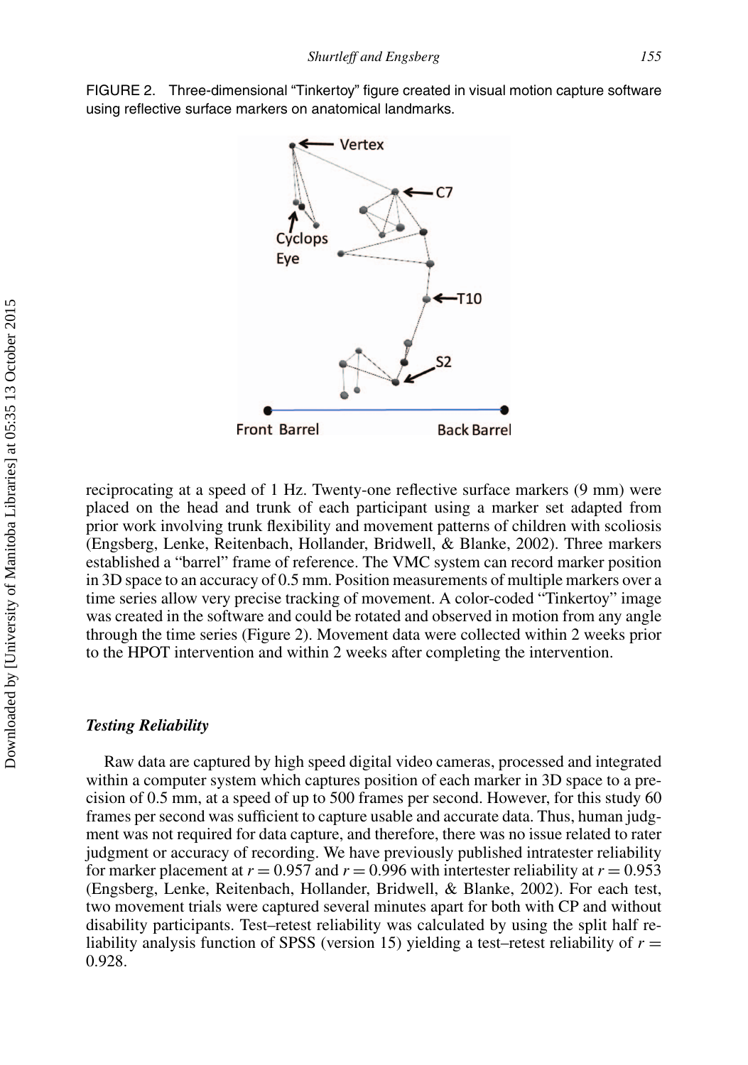FIGURE 2. Three-dimensional "Tinkertoy" figure created in visual motion capture software using reflective surface markers on anatomical landmarks.

reciprocating at a speed of 1 Hz. Twenty-one reflective surface markers (9 mm) were placed on the head and trunk of each participant using a marker set adapted from prior work involving trunk flexibility and movement patterns of children with scoliosis (Engsberg, Lenke, Reitenbach, Hollander, Bridwell, & Blanke, 2002). Three markers established a "barrel" frame of reference. The VMC system can record marker position in 3D space to an accuracy of 0.5 mm. Position measurements of multiple markers over a time series allow very precise tracking of movement. A color-coded "Tinkertoy" image was created in the software and could be rotated and observed in motion from any angle through the time series (Figure 2). Movement data were collected within 2 weeks prior to the HPOT intervention and within 2 weeks after completing the intervention.

### *Testing Reliability*

Raw data are captured by high speed digital video cameras, processed and integrated within a computer system which captures position of each marker in 3D space to a precision of 0.5 mm, at a speed of up to 500 frames per second. However, for this study 60 frames per second was sufficient to capture usable and accurate data. Thus, human judgment was not required for data capture, and therefore, there was no issue related to rater judgment or accuracy of recording. We have previously published intratester reliability for marker placement at $r = 0.957$ and $r = 0.996$ with intertester reliability at $r = 0.953$ (Engsberg, Lenke, Reitenbach, Hollander, Bridwell, & Blanke, 2002). For each test, two movement trials were captured several minutes apart for both with CP and without disability participants. Test–retest reliability was calculated by using the split half reliability analysis function of SPSS (version 15) yielding a test–retest reliability of $r = 0.928$.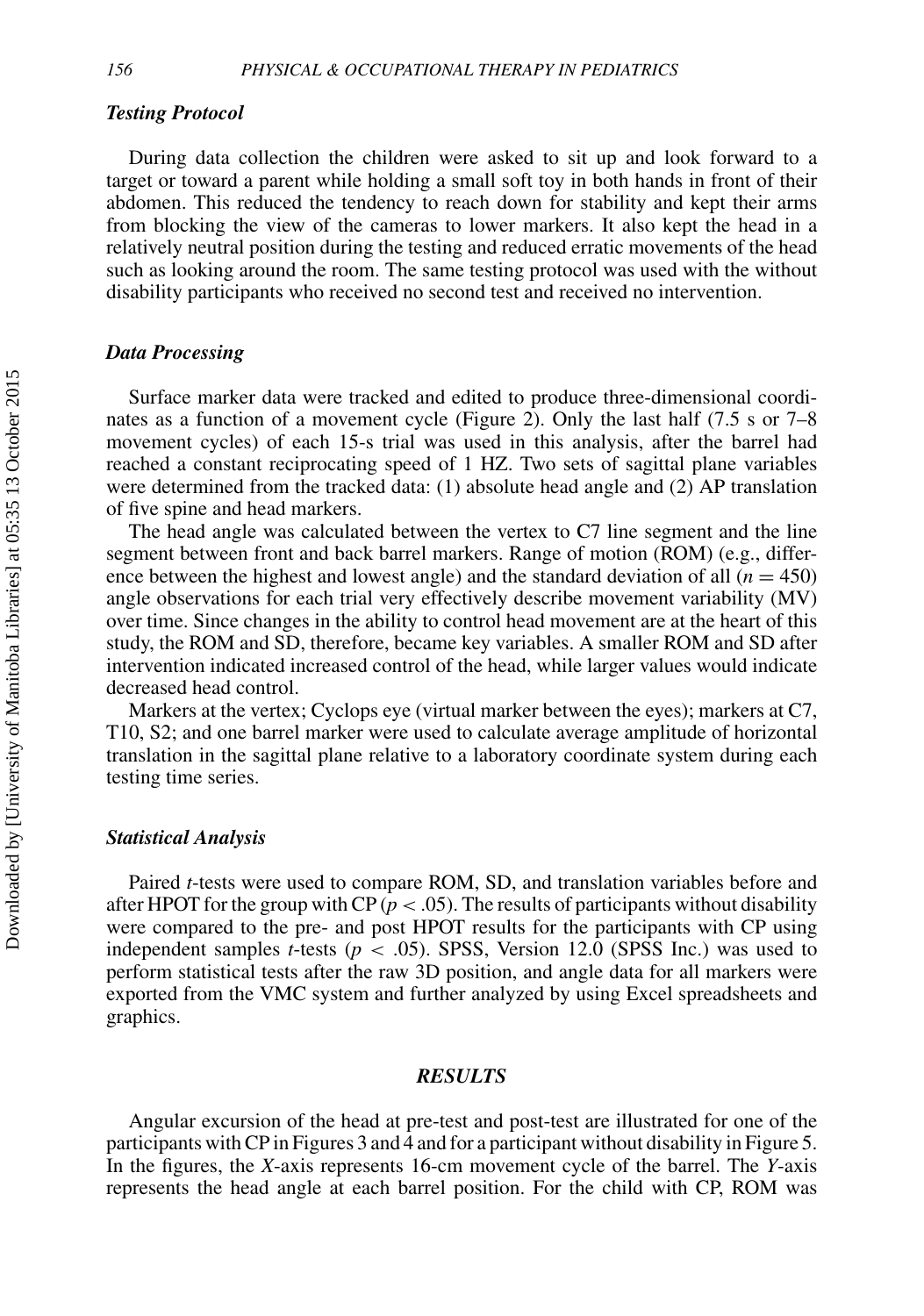### *Testing Protocol*

During data collection the children were asked to sit up and look forward to a target or toward a parent while holding a small soft toy in both hands in front of their abdomen. This reduced the tendency to reach down for stability and kept their arms from blocking the view of the cameras to lower markers. It also kept the head in a relatively neutral position during the testing and reduced erratic movements of the head such as looking around the room. The same testing protocol was used with the without disability participants who received no second test and received no intervention.

### *Data Processing*

Surface marker data were tracked and edited to produce three-dimensional coordinates as a function of a movement cycle (Figure 2). Only the last half (7.5 s or 7–8 movement cycles) of each 15-s trial was used in this analysis, after the barrel had reached a constant reciprocating speed of 1 HZ. Two sets of sagittal plane variables were determined from the tracked data: (1) absolute head angle and (2) AP translation of five spine and head markers.

The head angle was calculated between the vertex to C7 line segment and the line segment between front and back barrel markers. Range of motion (ROM) (e.g., difference between the highest and lowest angle) and the standard deviation of all ($n = 450$) angle observations for each trial very effectively describe movement variability (MV) over time. Since changes in the ability to control head movement are at the heart of this study, the ROM and SD, therefore, became key variables. A smaller ROM and SD after intervention indicated increased control of the head, while larger values would indicate decreased head control.

Markers at the vertex; Cyclops eye (virtual marker between the eyes); markers at C7, T10, S2; and one barrel marker were used to calculate average amplitude of horizontal translation in the sagittal plane relative to a laboratory coordinate system during each testing time series.

### *Statistical Analysis*

Paired *t*-tests were used to compare ROM, SD, and translation variables before and after HPOT for the group with CP ($p < .05$). The results of participants without disability were compared to the pre- and post HPOT results for the participants with CP using independent samples *t*-tests ($p < .05$). SPSS, Version 12.0 (SPSS Inc.) was used to perform statistical tests after the raw 3D position, and angle data for all markers were exported from the VMC system and further analyzed by using Excel spreadsheets and graphics.

## *RESULTS*

Angular excursion of the head at pre-test and post-test are illustrated for one of the participants with CP in Figures 3 and 4 and for a participant without disability in Figure 5. In the figures, the *X*-axis represents 16-cm movement cycle of the barrel. The *Y*-axis represents the head angle at each barrel position. For the child with CP, ROM was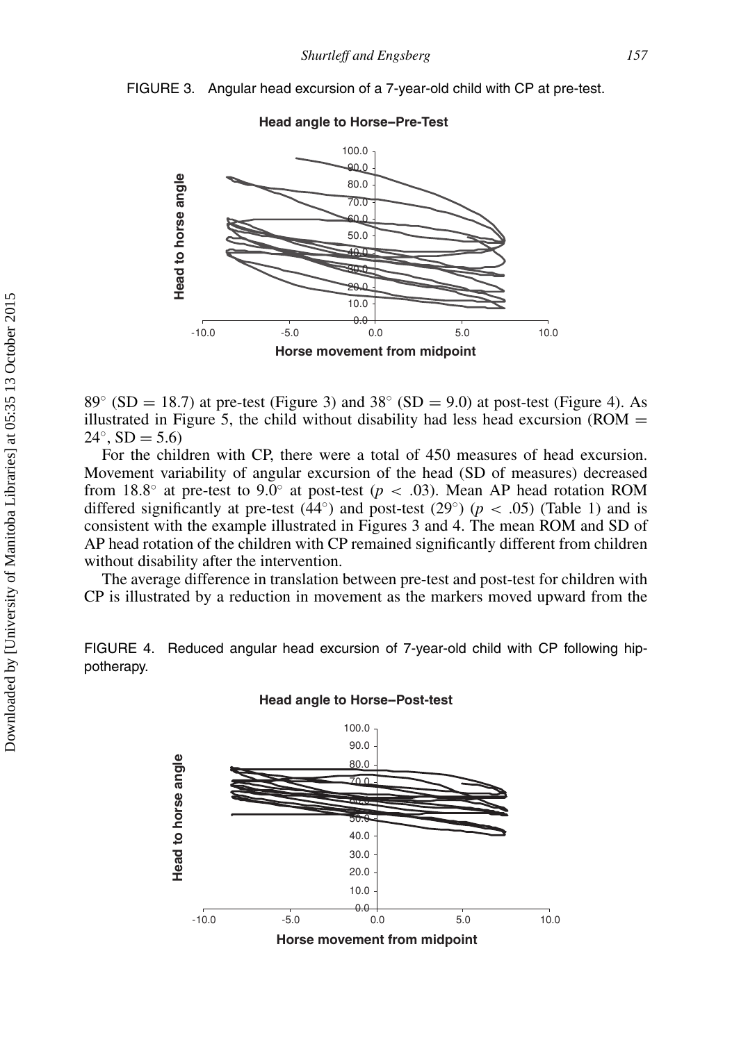FIGURE 3. Angular head excursion of a 7-year-old child with CP at pre-test.

89° (SD = 18.7) at pre-test (Figure 3) and 38° (SD = 9.0) at post-test (Figure 4). As illustrated in Figure 5, the child without disability had less head excursion (ROM = 24°, SD = 5.6)

For the children with CP, there were a total of 450 measures of head excursion. Movement variability of angular excursion of the head (SD of measures) decreased from 18.8° at pre-test to 9.0° at post-test ($p < .03$). Mean AP head rotation ROM differed significantly at pre-test (44°) and post-test (29°) ($p < .05$) (Table 1) and is consistent with the example illustrated in Figures 3 and 4. The mean ROM and SD of AP head rotation of the children with CP remained significantly different from children without disability after the intervention.

The average difference in translation between pre-test and post-test for children with CP is illustrated by a reduction in movement as the markers moved upward from the

FIGURE 4. Reduced angular head excursion of 7-year-old child with CP following hippotherapy.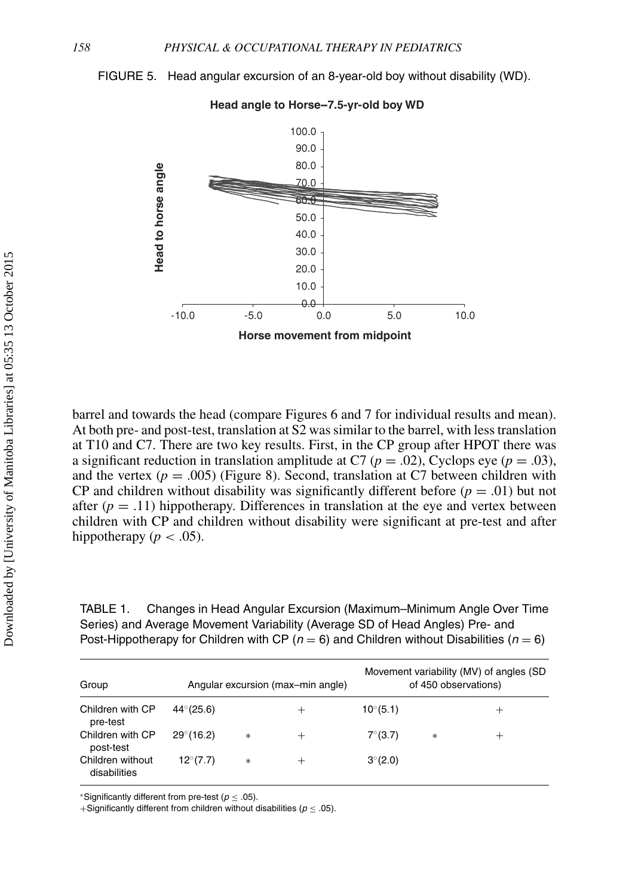FIGURE 5. Head angular excursion of an 8-year-old boy without disability (WD).

barrel and towards the head (compare Figures 6 and 7 for individual results and mean). At both pre- and post-test, translation at S2 was similar to the barrel, with less translation at T10 and C7. There are two key results. First, in the CP group after HPOT there was a significant reduction in translation amplitude at C7 ($p = .02$), Cyclops eye ($p = .03$), and the vertex ($p = .005$) (Figure 8). Second, translation at C7 between children with CP and children without disability was significantly different before ($p = .01$) but not after ($p = .11$) hippotherapy. Differences in translation at the eye and vertex between children with CP and children without disability were significant at pre-test and after hippotherapy ($p < .05$).

TABLE 1. Changes in Head Angular Excursion (Maximum–Minimum Angle Over Time Series) and Average Movement Variability (Average SD of Head Angles) Pre- and Post-Hippotherapy for Children with CP ($n = 6$) and Children without Disabilities ($n = 6$)

| Group | Angular excursion (max–min angle) | | | Movement variability (MV) of angles (SD of 450 observations) | | |
|---|---|---|---|---|---|---|
| Children with CP pre-test | 44°(25.6) | | + | 10°(5.1) | | + |
| Children with CP post-test | 29°(16.2) | * | + | 7°(3.7) | * | + |
| Children without disabilities | 12°(7.7) | * | + | 3°(2.0) | | |

*Significantly different from pre-test ($p \leq .05$).
+Significantly different from children without disabilities ($p \leq .05$).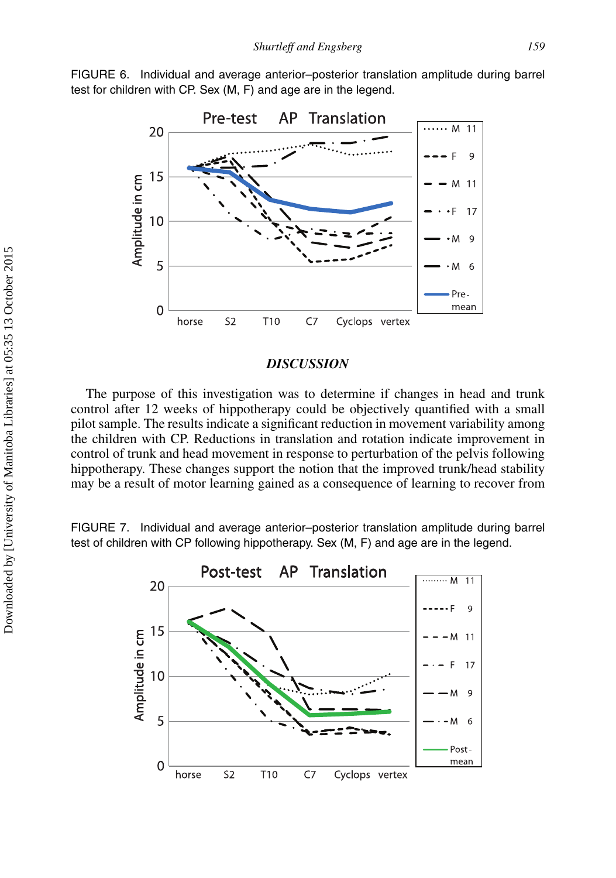FIGURE 6. Individual and average anterior–posterior translation amplitude during barrel test for children with CP. Sex (M, F) and age are in the legend.

## *DISCUSSION*

The purpose of this investigation was to determine if changes in head and trunk control after 12 weeks of hippotherapy could be objectively quantified with a small pilot sample. The results indicate a significant reduction in movement variability among the children with CP. Reductions in translation and rotation indicate improvement in control of trunk and head movement in response to perturbation of the pelvis following hippotherapy. These changes support the notion that the improved trunk/head stability may be a result of motor learning gained as a consequence of learning to recover from

FIGURE 7. Individual and average anterior–posterior translation amplitude during barrel test of children with CP following hippotherapy. Sex (M, F) and age are in the legend.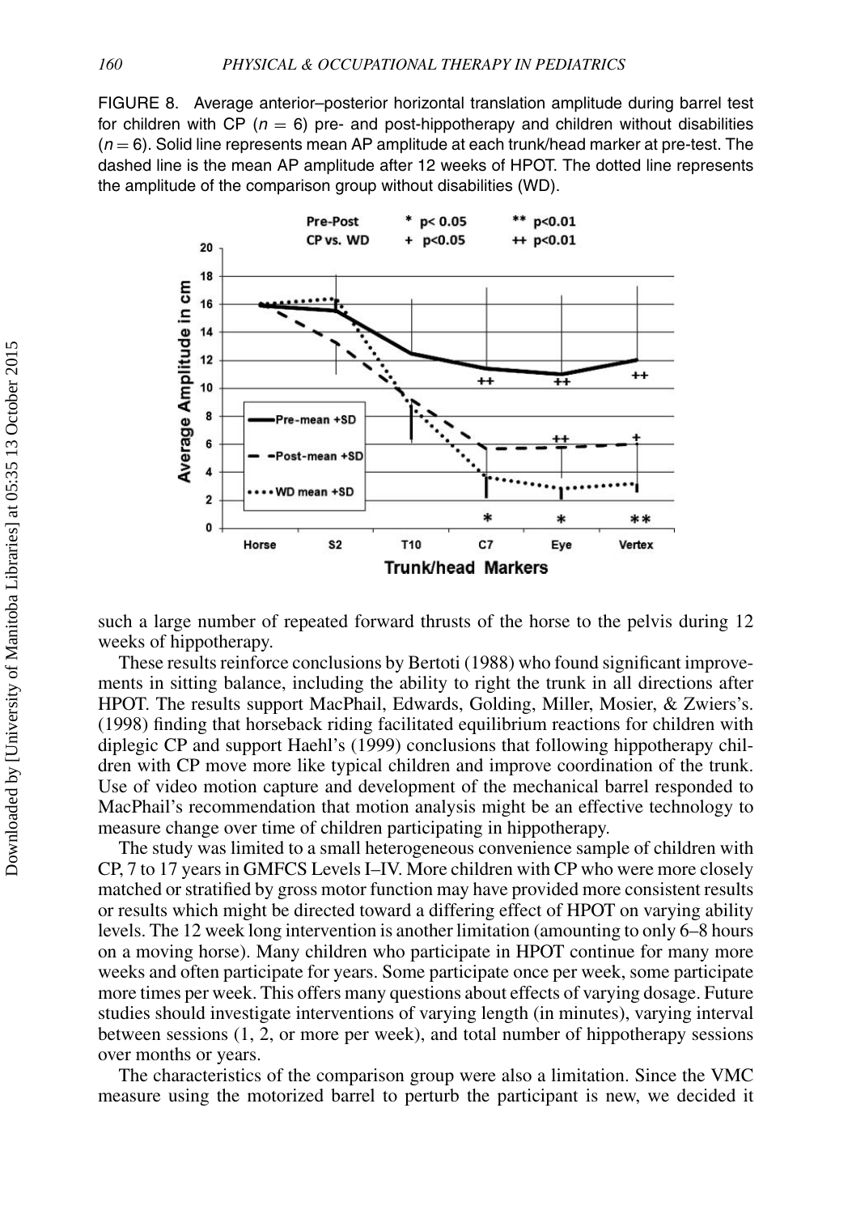FIGURE 8. Average anterior–posterior horizontal translation amplitude during barrel test for children with CP ($n = 6$) pre- and post-hippotherapy and children without disabilities ($n = 6$). Solid line represents mean AP amplitude at each trunk/head marker at pre-test. The dashed line is the mean AP amplitude after 12 weeks of HPOT. The dotted line represents the amplitude of the comparison group without disabilities (WD).

such a large number of repeated forward thrusts of the horse to the pelvis during 12 weeks of hippotherapy.

These results reinforce conclusions by Bertoti (1988) who found significant improvements in sitting balance, including the ability to right the trunk in all directions after HPOT. The results support MacPhail, Edwards, Golding, Miller, Mosier, & Zwiers's. (1998) finding that horseback riding facilitated equilibrium reactions for children with diplegic CP and support Haehl's (1999) conclusions that following hippotherapy children with CP move more like typical children and improve coordination of the trunk. Use of video motion capture and development of the mechanical barrel responded to MacPhail's recommendation that motion analysis might be an effective technology to measure change over time of children participating in hippotherapy.

The study was limited to a small heterogeneous convenience sample of children with CP, 7 to 17 years in GMFCS Levels I–IV. More children with CP who were more closely matched or stratified by gross motor function may have provided more consistent results or results which might be directed toward a differing effect of HPOT on varying ability levels. The 12 week long intervention is another limitation (amounting to only 6–8 hours on a moving horse). Many children who participate in HPOT continue for many more weeks and often participate for years. Some participate once per week, some participate more times per week. This offers many questions about effects of varying dosage. Future studies should investigate interventions of varying length (in minutes), varying interval between sessions (1, 2, or more per week), and total number of hippotherapy sessions over months or years.

The characteristics of the comparison group were also a limitation. Since the VMC measure using the motorized barrel to perturb the participant is new, we decided it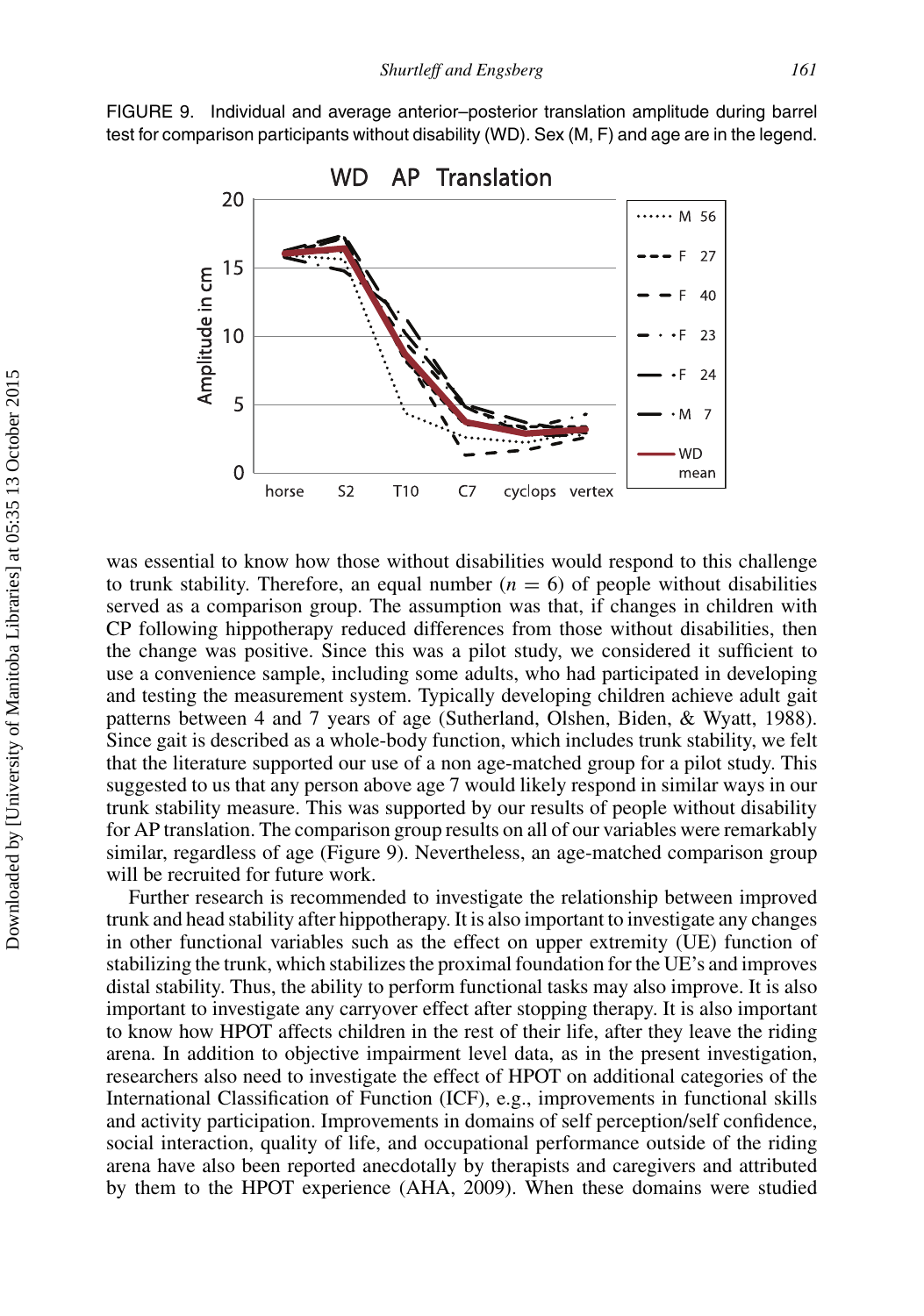FIGURE 9. Individual and average anterior–posterior translation amplitude during barrel test for comparison participants without disability (WD). Sex (M, F) and age are in the legend.

WD AP Translation

Amplitude in cm

20
15
10
5
0

horse S2 T10 C7 cyclops vertex

M 56
F 27
F 40
F 23
F 24
M 7
WD mean

was essential to know how those without disabilities would respond to this challenge to trunk stability. Therefore, an equal number ($n = 6$) of people without disabilities served as a comparison group. The assumption was that, if changes in children with CP following hippotherapy reduced differences from those without disabilities, then the change was positive. Since this was a pilot study, we considered it sufficient to use a convenience sample, including some adults, who had participated in developing and testing the measurement system. Typically developing children achieve adult gait patterns between 4 and 7 years of age (Sutherland, Olshen, Biden, & Wyatt, 1988). Since gait is described as a whole-body function, which includes trunk stability, we felt that the literature supported our use of a non age-matched group for a pilot study. This suggested to us that any person above age 7 would likely respond in similar ways in our trunk stability measure. This was supported by our results of people without disability for AP translation. The comparison group results on all of our variables were remarkably similar, regardless of age (Figure 9). Nevertheless, an age-matched comparison group will be recruited for future work.

Further research is recommended to investigate the relationship between improved trunk and head stability after hippotherapy. It is also important to investigate any changes in other functional variables such as the effect on upper extremity (UE) function of stabilizing the trunk, which stabilizes the proximal foundation for the UE's and improves distal stability. Thus, the ability to perform functional tasks may also improve. It is also important to investigate any carryover effect after stopping therapy. It is also important to know how HPOT affects children in the rest of their life, after they leave the riding arena. In addition to objective impairment level data, as in the present investigation, researchers also need to investigate the effect of HPOT on additional categories of the International Classification of Function (ICF), e.g., improvements in functional skills and activity participation. Improvements in domains of self perception/self confidence, social interaction, quality of life, and occupational performance outside of the riding arena have also been reported anecdotally by therapists and caregivers and attributed by them to the HPOT experience (AHA, 2009). When these domains were studied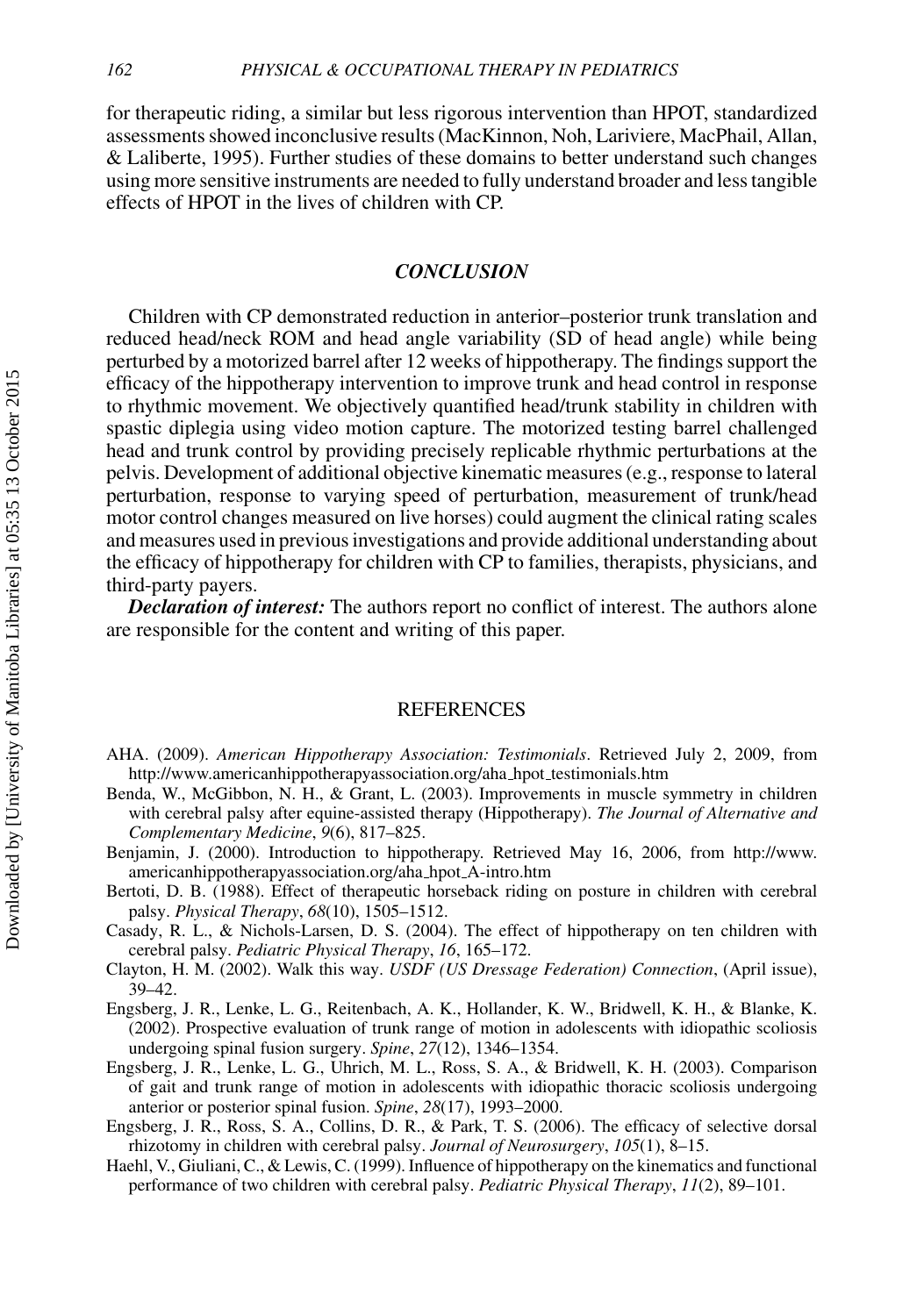for therapeutic riding, a similar but less rigorous intervention than HPOT, standardized assessments showed inconclusive results (MacKinnon, Noh, Lariviere, MacPhail, Allan, & Laliberte, 1995). Further studies of these domains to better understand such changes using more sensitive instruments are needed to fully understand broader and less tangible effects of HPOT in the lives of children with CP.

## *CONCLUSION*

Children with CP demonstrated reduction in anterior–posterior trunk translation and reduced head/neck ROM and head angle variability (SD of head angle) while being perturbed by a motorized barrel after 12 weeks of hippotherapy. The findings support the efficacy of the hippotherapy intervention to improve trunk and head control in response to rhythmic movement. We objectively quantified head/trunk stability in children with spastic diplegia using video motion capture. The motorized testing barrel challenged head and trunk control by providing precisely replicable rhythmic perturbations at the pelvis. Development of additional objective kinematic measures (e.g., response to lateral perturbation, response to varying speed of perturbation, measurement of trunk/head motor control changes measured on live horses) could augment the clinical rating scales and measures used in previous investigations and provide additional understanding about the efficacy of hippotherapy for children with CP to families, therapists, physicians, and third-party payers.

***Declaration of interest:*** The authors report no conflict of interest. The authors alone are responsible for the content and writing of this paper.

## REFERENCES

AHA. (2009). *American Hippotherapy Association: Testimonials*. Retrieved July 2, 2009, from http://www.americanhippotherapyassociation.org/aha_hpot_testimonials.htm

Benda, W., McGibbon, N. H., & Grant, L. (2003). Improvements in muscle symmetry in children with cerebral palsy after equine-assisted therapy (Hippotherapy). *The Journal of Alternative and Complementary Medicine*, *9*(6), 817–825.

Benjamin, J. (2000). Introduction to hippotherapy. Retrieved May 16, 2006, from http://www.americanhippotherapyassociation.org/aha_hpot_A-intro.htm

Bertoti, D. B. (1988). Effect of therapeutic horseback riding on posture in children with cerebral palsy. *Physical Therapy*, *68*(10), 1505–1512.

Casady, R. L., & Nichols-Larsen, D. S. (2004). The effect of hippotherapy on ten children with cerebral palsy. *Pediatric Physical Therapy*, *16*, 165–172.

Clayton, H. M. (2002). Walk this way. *USDF (US Dressage Federation) Connection*, (April issue), 39–42.

Engsberg, J. R., Lenke, L. G., Reitenbach, A. K., Hollander, K. W., Bridwell, K. H., & Blanke, K. (2002). Prospective evaluation of trunk range of motion in adolescents with idiopathic scoliosis undergoing spinal fusion surgery. *Spine*, *27*(12), 1346–1354.

Engsberg, J. R., Lenke, L. G., Uhrich, M. L., Ross, S. A., & Bridwell, K. H. (2003). Comparison of gait and trunk range of motion in adolescents with idiopathic thoracic scoliosis undergoing anterior or posterior spinal fusion. *Spine*, *28*(17), 1993–2000.

Engsberg, J. R., Ross, S. A., Collins, D. R., & Park, T. S. (2006). The efficacy of selective dorsal rhizotomy in children with cerebral palsy. *Journal of Neurosurgery*, *105*(1), 8–15.

Haehl, V., Giuliani, C., & Lewis, C. (1999). Influence of hippotherapy on the kinematics and functional performance of two children with cerebral palsy. *Pediatric Physical Therapy*, *11*(2), 89–101.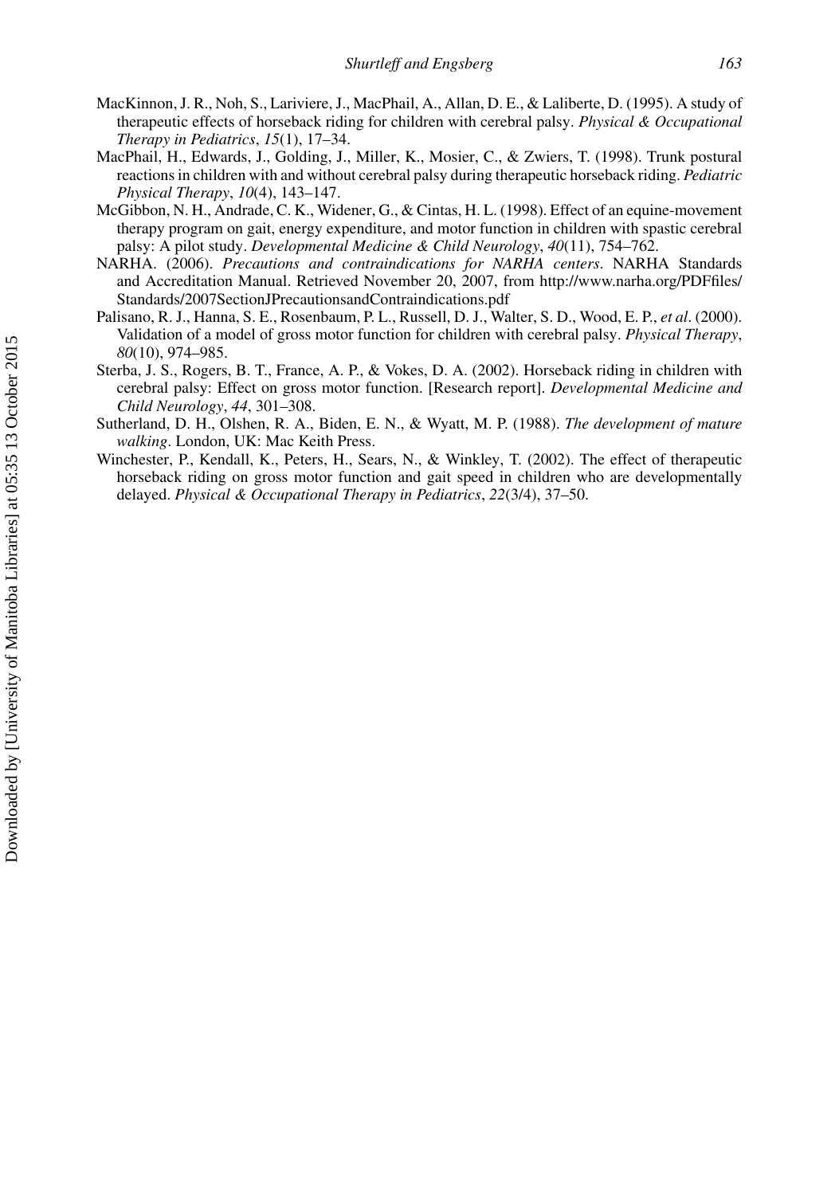MacKinnon, J. R., Noh, S., Lariviere, J., MacPhail, A., Allan, D. E., & Laliberte, D. (1995). A study of therapeutic effects of horseback riding for children with cerebral palsy. *Physical & Occupational Therapy in Pediatrics*, *15*(1), 17–34.

MacPhail, H., Edwards, J., Golding, J., Miller, K., Mosier, C., & Zwiers, T. (1998). Trunk postural reactions in children with and without cerebral palsy during therapeutic horseback riding. *Pediatric Physical Therapy*, *10*(4), 143–147.

McGibbon, N. H., Andrade, C. K., Widener, G., & Cintas, H. L. (1998). Effect of an equine-movement therapy program on gait, energy expenditure, and motor function in children with spastic cerebral palsy: A pilot study. *Developmental Medicine & Child Neurology*, *40*(11), 754–762.

NARHA. (2006). *Precautions and contraindications for NARHA centers*. NARHA Standards and Accreditation Manual. Retrieved November 20, 2007, from http://www.narha.org/PDFfiles/Standards/2007SectionJPrecautionsandContraindications.pdf

Palisano, R. J., Hanna, S. E., Rosenbaum, P. L., Russell, D. J., Walter, S. D., Wood, E. P., *et al*. (2000). Validation of a model of gross motor function for children with cerebral palsy. *Physical Therapy*, *80*(10), 974–985.

Sterba, J. S., Rogers, B. T., France, A. P., & Vokes, D. A. (2002). Horseback riding in children with cerebral palsy: Effect on gross motor function. [Research report]. *Developmental Medicine and Child Neurology*, *44*, 301–308.

Sutherland, D. H., Olshen, R. A., Biden, E. N., & Wyatt, M. P. (1988). *The development of mature walking*. London, UK: Mac Keith Press.

Winchester, P., Kendall, K., Peters, H., Sears, N., & Winkley, T. (2002). The effect of therapeutic horseback riding on gross motor function and gait speed in children who are developmentally delayed. *Physical & Occupational Therapy in Pediatrics*, *22*(3/4), 37–50.